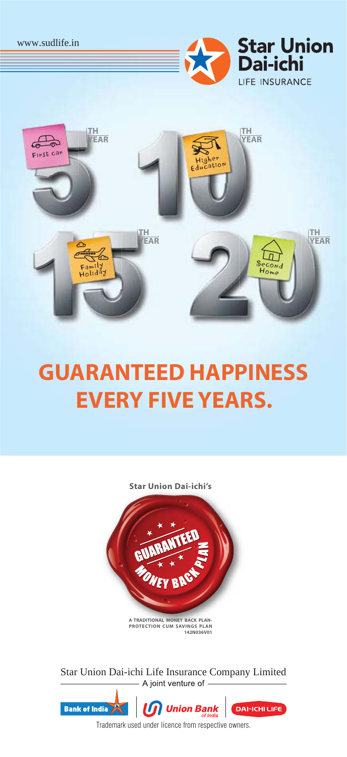www.sudlife.in

**Star Union Dai-ichi**
LIFE INSURANCE

5TH YEAR — First car
10TH YEAR — Higher Education
15TH YEAR — Family Holiday
20TH YEAR — Second Home

# GUARANTEED HAPPINESS EVERY FIVE YEARS.

**Star Union Dai-ichi's**

GUARANTEED MONEY BACK PLAN

A TRADITIONAL MONEY BACK PLAN-
PROTECTION CUM SAVINGS PLAN
142N036V01

Star Union Dai-ichi Life Insurance Company Limited

A joint venture of

Bank of India | Union Bank of India | DAI-ICHI LIFE

Trademark used under licence from respective owners.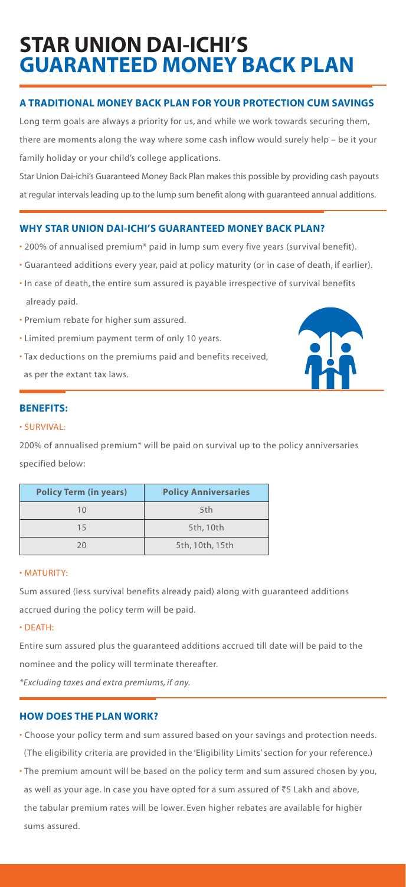# STAR UNION DAI-ICHI'S GUARANTEED MONEY BACK PLAN

## A TRADITIONAL MONEY BACK PLAN FOR YOUR PROTECTION CUM SAVINGS

Long term goals are always a priority for us, and while we work towards securing them, there are moments along the way where some cash inflow would surely help – be it your family holiday or your child's college applications.

Star Union Dai-ichi's Guaranteed Money Back Plan makes this possible by providing cash payouts at regular intervals leading up to the lump sum benefit along with guaranteed annual additions.

## WHY STAR UNION DAI-ICHI'S GUARANTEED MONEY BACK PLAN?

- 200% of annualised premium* paid in lump sum every five years (survival benefit).
- Guaranteed additions every year, paid at policy maturity (or in case of death, if earlier).
- In case of death, the entire sum assured is payable irrespective of survival benefits already paid.
- Premium rebate for higher sum assured.
- Limited premium payment term of only 10 years.
- Tax deductions on the premiums paid and benefits received, as per the extant tax laws.

## BENEFITS:

• SURVIVAL:

200% of annualised premium* will be paid on survival up to the policy anniversaries specified below:

| Policy Term (in years) | Policy Anniversaries |
|---|---|
| 10 | 5th |
| 15 | 5th, 10th |
| 20 | 5th, 10th, 15th |

• MATURITY:

Sum assured (less survival benefits already paid) along with guaranteed additions accrued during the policy term will be paid.

• DEATH:

Entire sum assured plus the guaranteed additions accrued till date will be paid to the nominee and the policy will terminate thereafter.

*Excluding taxes and extra premiums, if any.*

## HOW DOES THE PLAN WORK?

- Choose your policy term and sum assured based on your savings and protection needs. (The eligibility criteria are provided in the 'Eligibility Limits' section for your reference.)
- The premium amount will be based on the policy term and sum assured chosen by you, as well as your age. In case you have opted for a sum assured of ₹5 Lakh and above, the tabular premium rates will be lower. Even higher rebates are available for higher sums assured.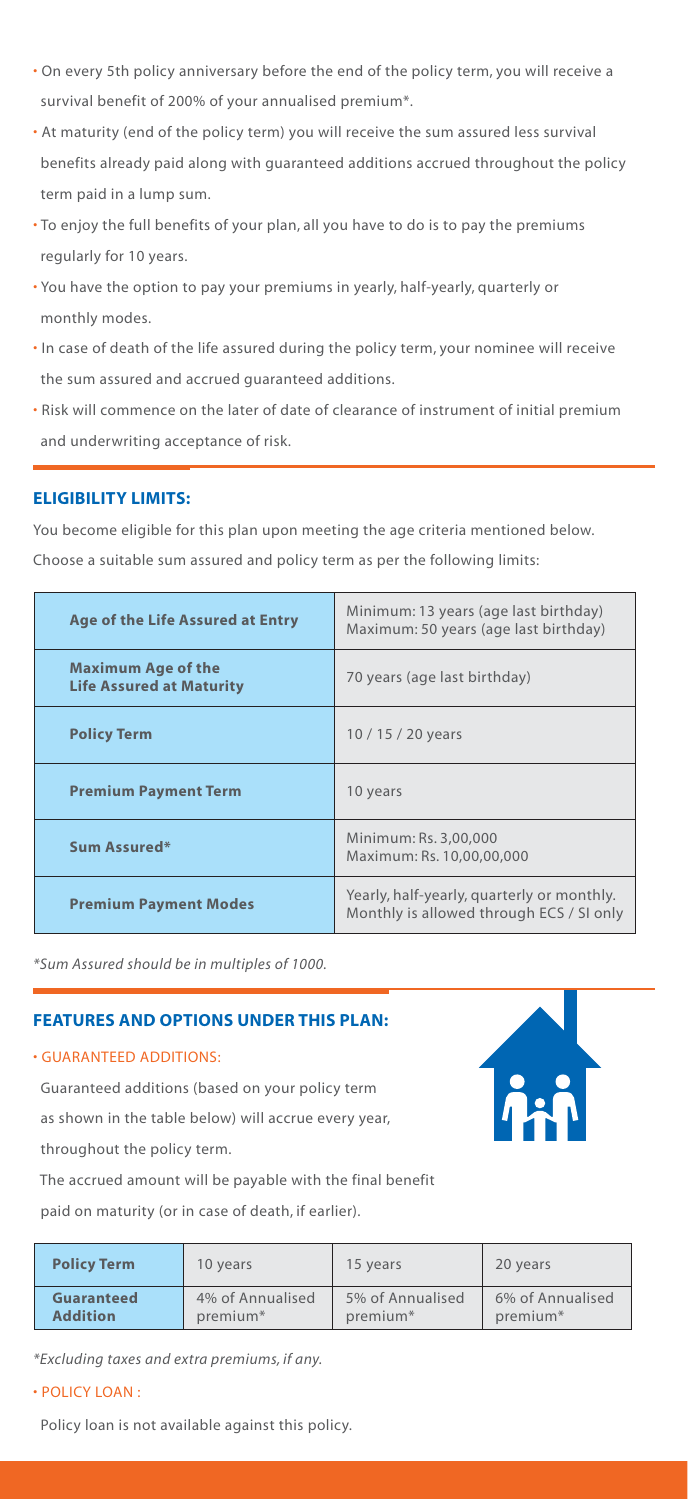- On every 5th policy anniversary before the end of the policy term, you will receive a survival benefit of 200% of your annualised premium*.
- At maturity (end of the policy term) you will receive the sum assured less survival benefits already paid along with guaranteed additions accrued throughout the policy term paid in a lump sum.
- To enjoy the full benefits of your plan, all you have to do is to pay the premiums regularly for 10 years.
- You have the option to pay your premiums in yearly, half-yearly, quarterly or monthly modes.
- In case of death of the life assured during the policy term, your nominee will receive the sum assured and accrued guaranteed additions.
- Risk will commence on the later of date of clearance of instrument of initial premium and underwriting acceptance of risk.

## ELIGIBILITY LIMITS:

You become eligible for this plan upon meeting the age criteria mentioned below.

Choose a suitable sum assured and policy term as per the following limits:

| | |
|---|---|
| **Age of the Life Assured at Entry** | Minimum: 13 years (age last birthday)<br>Maximum: 50 years (age last birthday) |
| **Maximum Age of the Life Assured at Maturity** | 70 years (age last birthday) |
| **Policy Term** | 10 / 15 / 20 years |
| **Premium Payment Term** | 10 years |
| **Sum Assured*** | Minimum: Rs. 3,00,000<br>Maximum: Rs. 10,00,00,000 |
| **Premium Payment Modes** | Yearly, half-yearly, quarterly or monthly. Monthly is allowed through ECS / SI only |

*\*Sum Assured should be in multiples of 1000.*

## FEATURES AND OPTIONS UNDER THIS PLAN:

- GUARANTEED ADDITIONS:

  Guaranteed additions (based on your policy term as shown in the table below) will accrue every year, throughout the policy term.

  The accrued amount will be payable with the final benefit paid on maturity (or in case of death, if earlier).

| **Policy Term** | 10 years | 15 years | 20 years |
|---|---|---|---|
| **Guaranteed Addition** | 4% of Annualised premium* | 5% of Annualised premium* | 6% of Annualised premium* |

*\*Excluding taxes and extra premiums, if any.*

- POLICY LOAN :

  Policy loan is not available against this policy.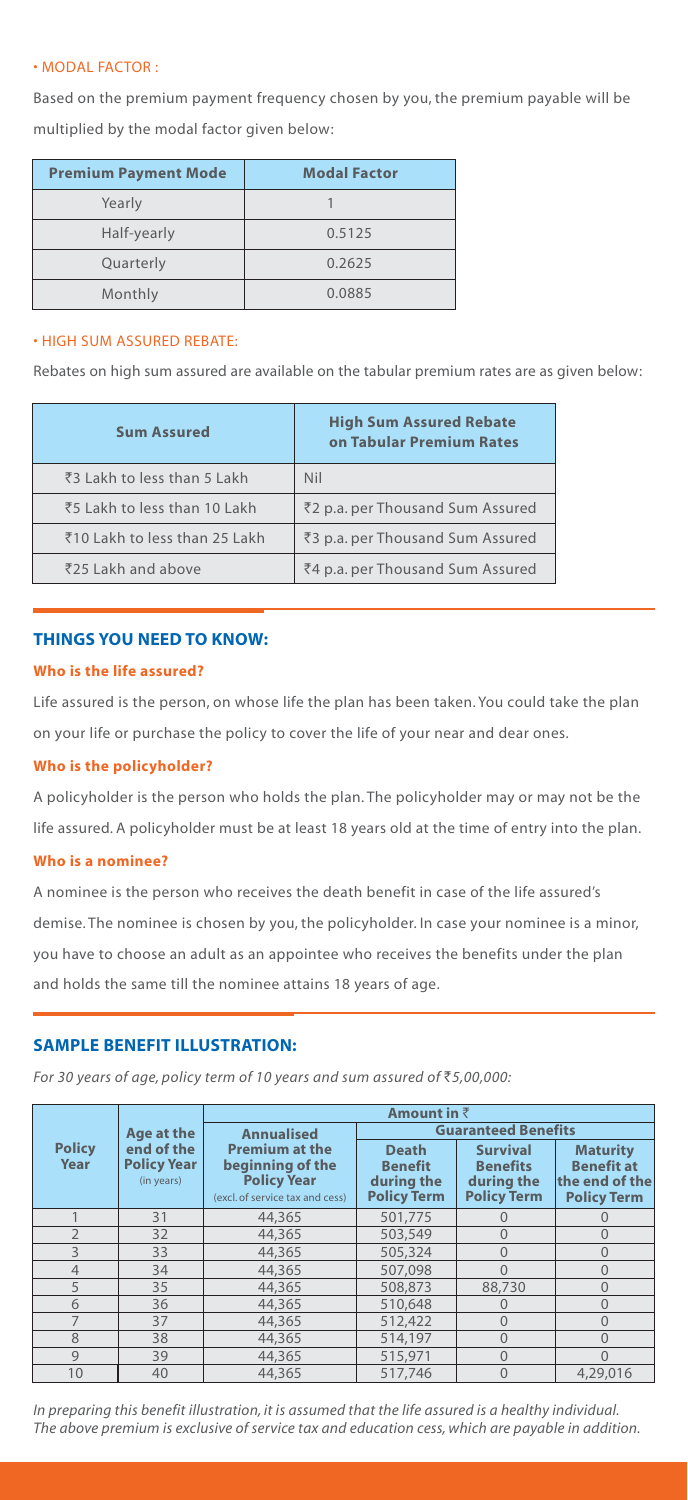• MODAL FACTOR :

Based on the premium payment frequency chosen by you, the premium payable will be multiplied by the modal factor given below:

| Premium Payment Mode | Modal Factor |
|---|---|
| Yearly | 1 |
| Half-yearly | 0.5125 |
| Quarterly | 0.2625 |
| Monthly | 0.0885 |

• HIGH SUM ASSURED REBATE:

Rebates on high sum assured are available on the tabular premium rates are as given below:

| Sum Assured | High Sum Assured Rebate on Tabular Premium Rates |
|---|---|
| ₹3 Lakh to less than 5 Lakh | Nil |
| ₹5 Lakh to less than 10 Lakh | ₹2 p.a. per Thousand Sum Assured |
| ₹10 Lakh to less than 25 Lakh | ₹3 p.a. per Thousand Sum Assured |
| ₹25 Lakh and above | ₹4 p.a. per Thousand Sum Assured |

## THINGS YOU NEED TO KNOW:

**Who is the life assured?**

Life assured is the person, on whose life the plan has been taken. You could take the plan on your life or purchase the policy to cover the life of your near and dear ones.

**Who is the policyholder?**

A policyholder is the person who holds the plan. The policyholder may or may not be the life assured. A policyholder must be at least 18 years old at the time of entry into the plan.

**Who is a nominee?**

A nominee is the person who receives the death benefit in case of the life assured's demise. The nominee is chosen by you, the policyholder. In case your nominee is a minor, you have to choose an adult as an appointee who receives the benefits under the plan and holds the same till the nominee attains 18 years of age.

## SAMPLE BENEFIT ILLUSTRATION:

*For 30 years of age, policy term of 10 years and sum assured of ₹5,00,000:*

| Policy Year | Age at the end of the Policy Year (in years) | Amount in ₹ | | | |
|---|---|---|---|---|---|
| | | Annualised Premium at the beginning of the Policy Year (excl. of service tax and cess) | Guaranteed Benefits | | |
| | | | Death Benefit during the Policy Term | Survival Benefits during the Policy Term | Maturity Benefit at the end of the Policy Term |
| 1 | 31 | 44,365 | 501,775 | 0 | 0 |
| 2 | 32 | 44,365 | 503,549 | 0 | 0 |
| 3 | 33 | 44,365 | 505,324 | 0 | 0 |
| 4 | 34 | 44,365 | 507,098 | 0 | 0 |
| 5 | 35 | 44,365 | 508,873 | 88,730 | 0 |
| 6 | 36 | 44,365 | 510,648 | 0 | 0 |
| 7 | 37 | 44,365 | 512,422 | 0 | 0 |
| 8 | 38 | 44,365 | 514,197 | 0 | 0 |
| 9 | 39 | 44,365 | 515,971 | 0 | 0 |
| 10 | 40 | 44,365 | 517,746 | 0 | 4,29,016 |

*In preparing this benefit illustration, it is assumed that the life assured is a healthy individual.*
*The above premium is exclusive of service tax and education cess, which are payable in addition.*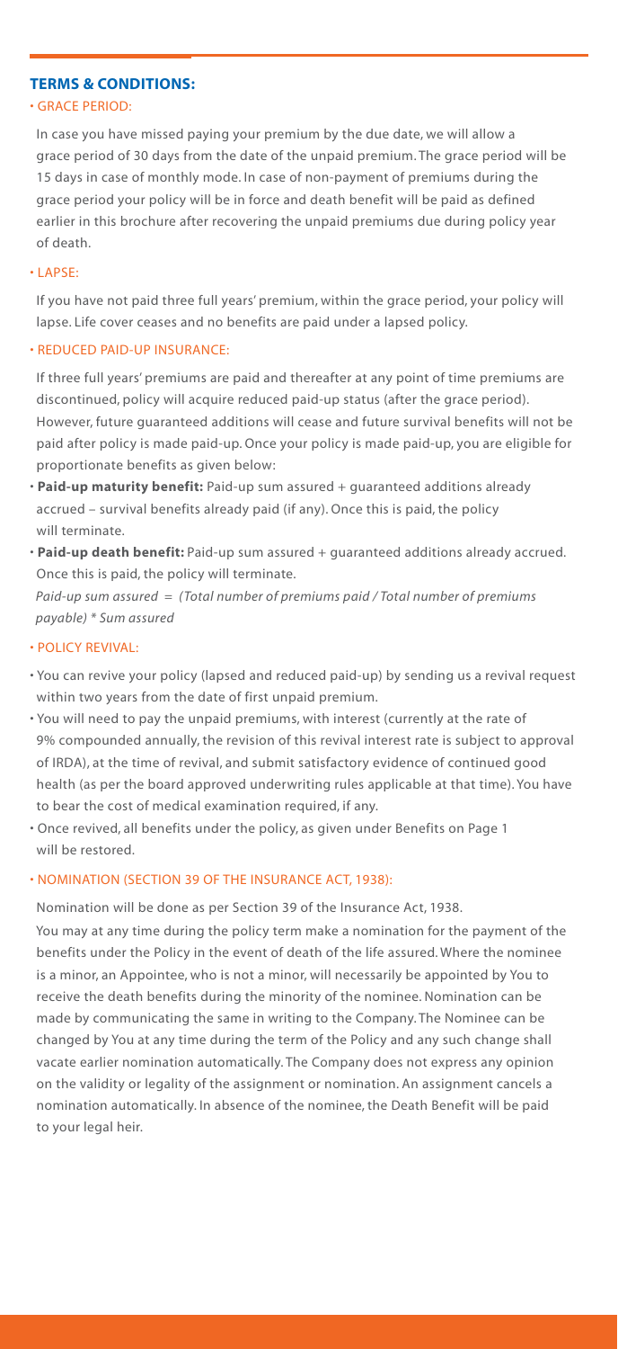## TERMS & CONDITIONS:

### • GRACE PERIOD:

In case you have missed paying your premium by the due date, we will allow a grace period of 30 days from the date of the unpaid premium. The grace period will be 15 days in case of monthly mode. In case of non-payment of premiums during the grace period your policy will be in force and death benefit will be paid as defined earlier in this brochure after recovering the unpaid premiums due during policy year of death.

### • LAPSE:

If you have not paid three full years' premium, within the grace period, your policy will lapse. Life cover ceases and no benefits are paid under a lapsed policy.

### • REDUCED PAID-UP INSURANCE:

If three full years' premiums are paid and thereafter at any point of time premiums are discontinued, policy will acquire reduced paid-up status (after the grace period). However, future guaranteed additions will cease and future survival benefits will not be paid after policy is made paid-up. Once your policy is made paid-up, you are eligible for proportionate benefits as given below:

- **Paid-up maturity benefit:** Paid-up sum assured + guaranteed additions already accrued – survival benefits already paid (if any). Once this is paid, the policy will terminate.
- **Paid-up death benefit:** Paid-up sum assured + guaranteed additions already accrued. Once this is paid, the policy will terminate.

*Paid-up sum assured = (Total number of premiums paid / Total number of premiums payable) * Sum assured*

### • POLICY REVIVAL:

- You can revive your policy (lapsed and reduced paid-up) by sending us a revival request within two years from the date of first unpaid premium.
- You will need to pay the unpaid premiums, with interest (currently at the rate of 9% compounded annually, the revision of this revival interest rate is subject to approval of IRDA), at the time of revival, and submit satisfactory evidence of continued good health (as per the board approved underwriting rules applicable at that time). You have to bear the cost of medical examination required, if any.
- Once revived, all benefits under the policy, as given under Benefits on Page 1 will be restored.

### • NOMINATION (SECTION 39 OF THE INSURANCE ACT, 1938):

Nomination will be done as per Section 39 of the Insurance Act, 1938.

You may at any time during the policy term make a nomination for the payment of the benefits under the Policy in the event of death of the life assured. Where the nominee is a minor, an Appointee, who is not a minor, will necessarily be appointed by You to receive the death benefits during the minority of the nominee. Nomination can be made by communicating the same in writing to the Company. The Nominee can be changed by You at any time during the term of the Policy and any such change shall vacate earlier nomination automatically. The Company does not express any opinion on the validity or legality of the assignment or nomination. An assignment cancels a nomination automatically. In absence of the nominee, the Death Benefit will be paid to your legal heir.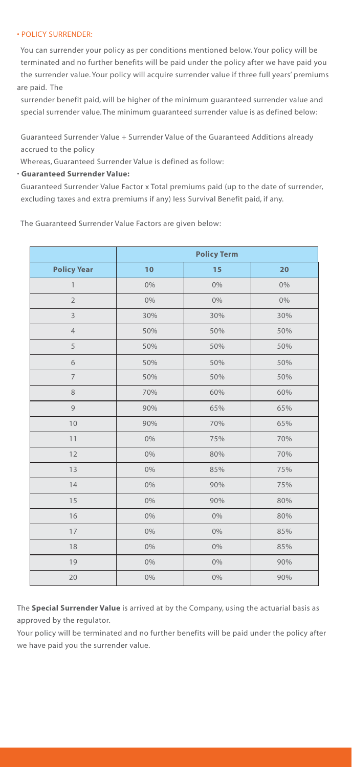- POLICY SURRENDER:

You can surrender your policy as per conditions mentioned below. Your policy will be terminated and no further benefits will be paid under the policy after we have paid you the surrender value. Your policy will acquire surrender value if three full years' premiums are paid. The surrender benefit paid, will be higher of the minimum guaranteed surrender value and special surrender value. The minimum guaranteed surrender value is as defined below:

Guaranteed Surrender Value + Surrender Value of the Guaranteed Additions already accrued to the policy

Whereas, Guaranteed Surrender Value is defined as follow:

- **Guaranteed Surrender Value:**

Guaranteed Surrender Value Factor x Total premiums paid (up to the date of surrender, excluding taxes and extra premiums if any) less Survival Benefit paid, if any.

The Guaranteed Surrender Value Factors are given below:

| | **Policy Term** | | |
|---|---|---|---|
| **Policy Year** | **10** | **15** | **20** |
| 1 | 0% | 0% | 0% |
| 2 | 0% | 0% | 0% |
| 3 | 30% | 30% | 30% |
| 4 | 50% | 50% | 50% |
| 5 | 50% | 50% | 50% |
| 6 | 50% | 50% | 50% |
| 7 | 50% | 50% | 50% |
| 8 | 70% | 60% | 60% |
| 9 | 90% | 65% | 65% |
| 10 | 90% | 70% | 65% |
| 11 | 0% | 75% | 70% |
| 12 | 0% | 80% | 70% |
| 13 | 0% | 85% | 75% |
| 14 | 0% | 90% | 75% |
| 15 | 0% | 90% | 80% |
| 16 | 0% | 0% | 80% |
| 17 | 0% | 0% | 85% |
| 18 | 0% | 0% | 85% |
| 19 | 0% | 0% | 90% |
| 20 | 0% | 0% | 90% |

The **Special Surrender Value** is arrived at by the Company, using the actuarial basis as approved by the regulator.

Your policy will be terminated and no further benefits will be paid under the policy after we have paid you the surrender value.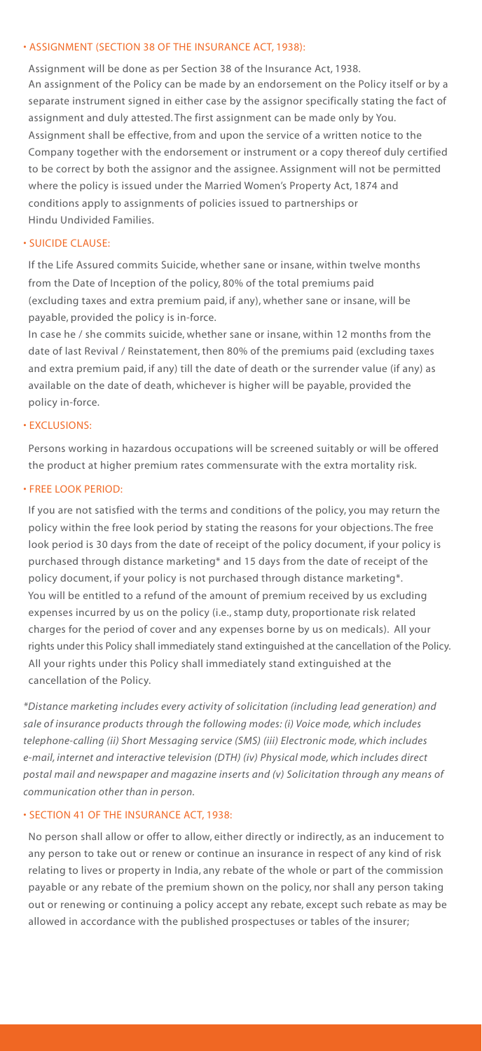- **ASSIGNMENT (SECTION 38 OF THE INSURANCE ACT, 1938):**

  Assignment will be done as per Section 38 of the Insurance Act, 1938.
  An assignment of the Policy can be made by an endorsement on the Policy itself or by a separate instrument signed in either case by the assignor specifically stating the fact of assignment and duly attested. The first assignment can be made only by You. Assignment shall be effective, from and upon the service of a written notice to the Company together with the endorsement or instrument or a copy thereof duly certified to be correct by both the assignor and the assignee. Assignment will not be permitted where the policy is issued under the Married Women's Property Act, 1874 and conditions apply to assignments of policies issued to partnerships or Hindu Undivided Families.

- **SUICIDE CLAUSE:**

  If the Life Assured commits Suicide, whether sane or insane, within twelve months from the Date of Inception of the policy, 80% of the total premiums paid (excluding taxes and extra premium paid, if any), whether sane or insane, will be payable, provided the policy is in-force.
  In case he / she commits suicide, whether sane or insane, within 12 months from the date of last Revival / Reinstatement, then 80% of the premiums paid (excluding taxes and extra premium paid, if any) till the date of death or the surrender value (if any) as available on the date of death, whichever is higher will be payable, provided the policy in-force.

- **EXCLUSIONS:**

  Persons working in hazardous occupations will be screened suitably or will be offered the product at higher premium rates commensurate with the extra mortality risk.

- **FREE LOOK PERIOD:**

  If you are not satisfied with the terms and conditions of the policy, you may return the policy within the free look period by stating the reasons for your objections. The free look period is 30 days from the date of receipt of the policy document, if your policy is purchased through distance marketing* and 15 days from the date of receipt of the policy document, if your policy is not purchased through distance marketing*.
  You will be entitled to a refund of the amount of premium received by us excluding expenses incurred by us on the policy (i.e., stamp duty, proportionate risk related charges for the period of cover and any expenses borne by us on medicals). All your rights under this Policy shall immediately stand extinguished at the cancellation of the Policy. All your rights under this Policy shall immediately stand extinguished at the cancellation of the Policy.

*\*Distance marketing includes every activity of solicitation (including lead generation) and sale of insurance products through the following modes: (i) Voice mode, which includes telephone-calling (ii) Short Messaging service (SMS) (iii) Electronic mode, which includes e-mail, internet and interactive television (DTH) (iv) Physical mode, which includes direct postal mail and newspaper and magazine inserts and (v) Solicitation through any means of communication other than in person.*

- **SECTION 41 OF THE INSURANCE ACT, 1938:**

  No person shall allow or offer to allow, either directly or indirectly, as an inducement to any person to take out or renew or continue an insurance in respect of any kind of risk relating to lives or property in India, any rebate of the whole or part of the commission payable or any rebate of the premium shown on the policy, nor shall any person taking out or renewing or continuing a policy accept any rebate, except such rebate as may be allowed in accordance with the published prospectuses or tables of the insurer;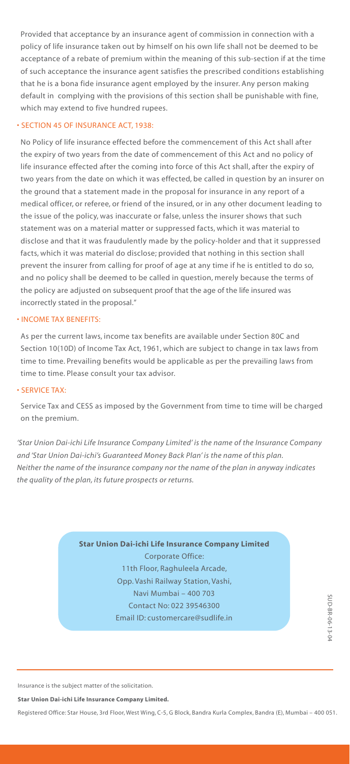Provided that acceptance by an insurance agent of commission in connection with a policy of life insurance taken out by himself on his own life shall not be deemed to be acceptance of a rebate of premium within the meaning of this sub-section if at the time of such acceptance the insurance agent satisfies the prescribed conditions establishing that he is a bona fide insurance agent employed by the insurer. Any person making default in complying with the provisions of this section shall be punishable with fine, which may extend to five hundred rupees.

- SECTION 45 OF INSURANCE ACT, 1938:

No Policy of life insurance effected before the commencement of this Act shall after the expiry of two years from the date of commencement of this Act and no policy of life insurance effected after the coming into force of this Act shall, after the expiry of two years from the date on which it was effected, be called in question by an insurer on the ground that a statement made in the proposal for insurance in any report of a medical officer, or referee, or friend of the insured, or in any other document leading to the issue of the policy, was inaccurate or false, unless the insurer shows that such statement was on a material matter or suppressed facts, which it was material to disclose and that it was fraudulently made by the policy-holder and that it suppressed facts, which it was material do disclose; provided that nothing in this section shall prevent the insurer from calling for proof of age at any time if he is entitled to do so, and no policy shall be deemed to be called in question, merely because the terms of the policy are adjusted on subsequent proof that the age of the life insured was incorrectly stated in the proposal."

- INCOME TAX BENEFITS:

As per the current laws, income tax benefits are available under Section 80C and Section 10(10D) of Income Tax Act, 1961, which are subject to change in tax laws from time to time. Prevailing benefits would be applicable as per the prevailing laws from time to time. Please consult your tax advisor.

- SERVICE TAX:

Service Tax and CESS as imposed by the Government from time to time will be charged on the premium.

*'Star Union Dai-ichi Life Insurance Company Limited' is the name of the Insurance Company and 'Star Union Dai-ichi's Guaranteed Money Back Plan' is the name of this plan. Neither the name of the insurance company nor the name of the plan in anyway indicates the quality of the plan, its future prospects or returns.*

**Star Union Dai-ichi Life Insurance Company Limited**
Corporate Office:
11th Floor, Raghuleela Arcade,
Opp. Vashi Railway Station, Vashi,
Navi Mumbai – 400 703
Contact No: 022 39546300
Email ID: customercare@sudlife.in

SUD-BR-06-13-04

Insurance is the subject matter of the solicitation.

**Star Union Dai-ichi Life Insurance Company Limited.**

Registered Office: Star House, 3rd Floor, West Wing, C-5, G Block, Bandra Kurla Complex, Bandra (E), Mumbai – 400 051.